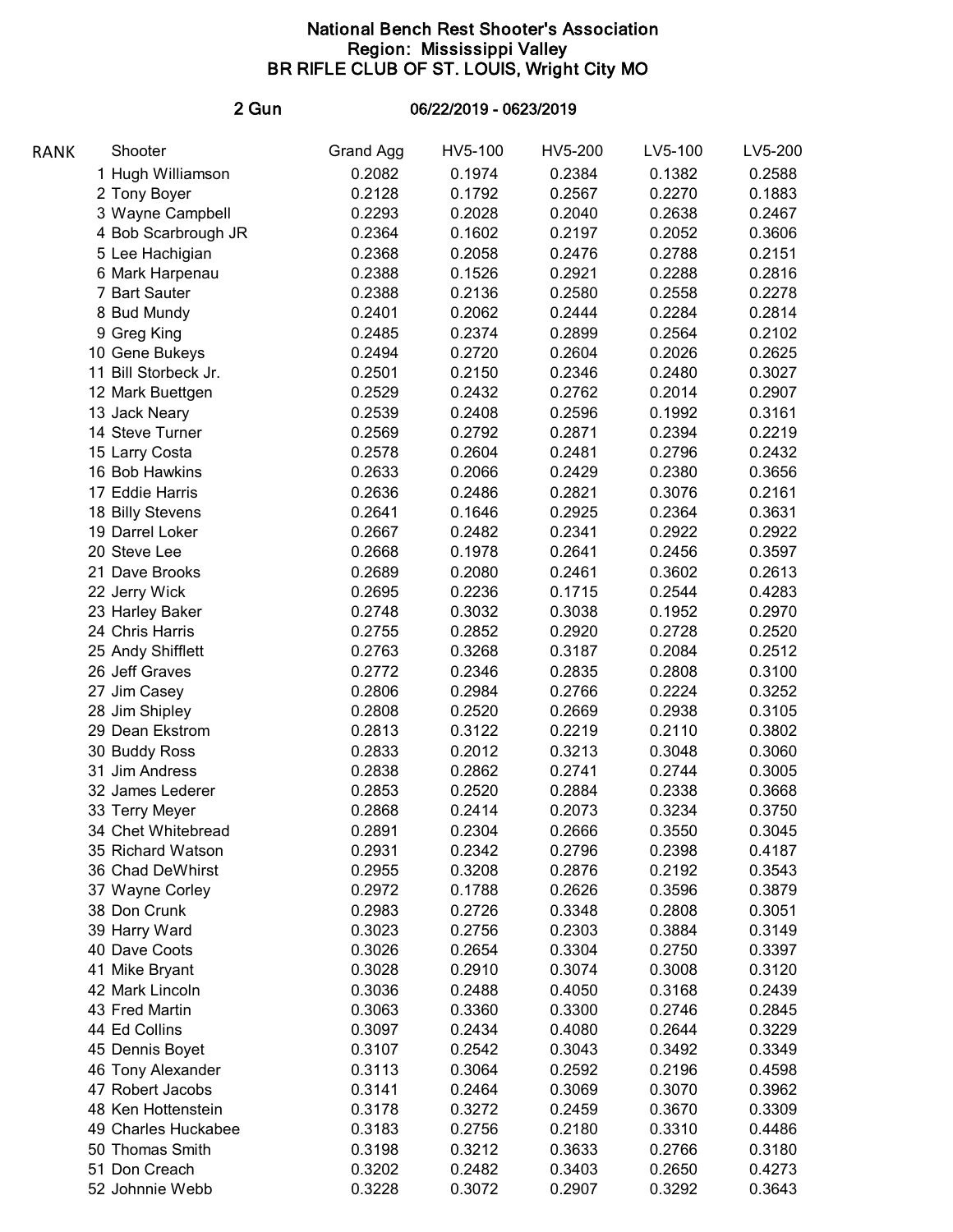# National Bench Rest Shooter's Association

## Region: Mississippi Valley

## BR RIFLE CLUB OF ST. LOUIS, Wright City MO

**2 Gun** 06/22/2019 - 0623/2019

| RANK | Shooter | Grand Agg | HV5-100 | HV5-200 | LV5-100 | LV5-200 |
|---|---|---|---|---|---|---|
| 1 | Hugh Williamson | 0.2082 | 0.1974 | 0.2384 | 0.1382 | 0.2588 |
| 2 | Tony Boyer | 0.2128 | 0.1792 | 0.2567 | 0.2270 | 0.1883 |
| 3 | Wayne Campbell | 0.2293 | 0.2028 | 0.2040 | 0.2638 | 0.2467 |
| 4 | Bob Scarbrough JR | 0.2364 | 0.1602 | 0.2197 | 0.2052 | 0.3606 |
| 5 | Lee Hachigian | 0.2368 | 0.2058 | 0.2476 | 0.2788 | 0.2151 |
| 6 | Mark Harpenau | 0.2388 | 0.1526 | 0.2921 | 0.2288 | 0.2816 |
| 7 | Bart Sauter | 0.2388 | 0.2136 | 0.2580 | 0.2558 | 0.2278 |
| 8 | Bud Mundy | 0.2401 | 0.2062 | 0.2444 | 0.2284 | 0.2814 |
| 9 | Greg King | 0.2485 | 0.2374 | 0.2899 | 0.2564 | 0.2102 |
| 10 | Gene Bukeys | 0.2494 | 0.2720 | 0.2604 | 0.2026 | 0.2625 |
| 11 | Bill Storbeck Jr. | 0.2501 | 0.2150 | 0.2346 | 0.2480 | 0.3027 |
| 12 | Mark Buettgen | 0.2529 | 0.2432 | 0.2762 | 0.2014 | 0.2907 |
| 13 | Jack Neary | 0.2539 | 0.2408 | 0.2596 | 0.1992 | 0.3161 |
| 14 | Steve Turner | 0.2569 | 0.2792 | 0.2871 | 0.2394 | 0.2219 |
| 15 | Larry Costa | 0.2578 | 0.2604 | 0.2481 | 0.2796 | 0.2432 |
| 16 | Bob Hawkins | 0.2633 | 0.2066 | 0.2429 | 0.2380 | 0.3656 |
| 17 | Eddie Harris | 0.2636 | 0.2486 | 0.2821 | 0.3076 | 0.2161 |
| 18 | Billy Stevens | 0.2641 | 0.1646 | 0.2925 | 0.2364 | 0.3631 |
| 19 | Darrel Loker | 0.2667 | 0.2482 | 0.2341 | 0.2922 | 0.2922 |
| 20 | Steve Lee | 0.2668 | 0.1978 | 0.2641 | 0.2456 | 0.3597 |
| 21 | Dave Brooks | 0.2689 | 0.2080 | 0.2461 | 0.3602 | 0.2613 |
| 22 | Jerry Wick | 0.2695 | 0.2236 | 0.1715 | 0.2544 | 0.4283 |
| 23 | Harley Baker | 0.2748 | 0.3032 | 0.3038 | 0.1952 | 0.2970 |
| 24 | Chris Harris | 0.2755 | 0.2852 | 0.2920 | 0.2728 | 0.2520 |
| 25 | Andy Shifflett | 0.2763 | 0.3268 | 0.3187 | 0.2084 | 0.2512 |
| 26 | Jeff Graves | 0.2772 | 0.2346 | 0.2835 | 0.2808 | 0.3100 |
| 27 | Jim Casey | 0.2806 | 0.2984 | 0.2766 | 0.2224 | 0.3252 |
| 28 | Jim Shipley | 0.2808 | 0.2520 | 0.2669 | 0.2938 | 0.3105 |
| 29 | Dean Ekstrom | 0.2813 | 0.3122 | 0.2219 | 0.2110 | 0.3802 |
| 30 | Buddy Ross | 0.2833 | 0.2012 | 0.3213 | 0.3048 | 0.3060 |
| 31 | Jim Andress | 0.2838 | 0.2862 | 0.2741 | 0.2744 | 0.3005 |
| 32 | James Lederer | 0.2853 | 0.2520 | 0.2884 | 0.2338 | 0.3668 |
| 33 | Terry Meyer | 0.2868 | 0.2414 | 0.2073 | 0.3234 | 0.3750 |
| 34 | Chet Whitebread | 0.2891 | 0.2304 | 0.2666 | 0.3550 | 0.3045 |
| 35 | Richard Watson | 0.2931 | 0.2342 | 0.2796 | 0.2398 | 0.4187 |
| 36 | Chad DeWhirst | 0.2955 | 0.3208 | 0.2876 | 0.2192 | 0.3543 |
| 37 | Wayne Corley | 0.2972 | 0.1788 | 0.2626 | 0.3596 | 0.3879 |
| 38 | Don Crunk | 0.2983 | 0.2726 | 0.3348 | 0.2808 | 0.3051 |
| 39 | Harry Ward | 0.3023 | 0.2756 | 0.2303 | 0.3884 | 0.3149 |
| 40 | Dave Coots | 0.3026 | 0.2654 | 0.3304 | 0.2750 | 0.3397 |
| 41 | Mike Bryant | 0.3028 | 0.2910 | 0.3074 | 0.3008 | 0.3120 |
| 42 | Mark Lincoln | 0.3036 | 0.2488 | 0.4050 | 0.3168 | 0.2439 |
| 43 | Fred Martin | 0.3063 | 0.3360 | 0.3300 | 0.2746 | 0.2845 |
| 44 | Ed Collins | 0.3097 | 0.2434 | 0.4080 | 0.2644 | 0.3229 |
| 45 | Dennis Boyet | 0.3107 | 0.2542 | 0.3043 | 0.3492 | 0.3349 |
| 46 | Tony Alexander | 0.3113 | 0.3064 | 0.2592 | 0.2196 | 0.4598 |
| 47 | Robert Jacobs | 0.3141 | 0.2464 | 0.3069 | 0.3070 | 0.3962 |
| 48 | Ken Hottenstein | 0.3178 | 0.3272 | 0.2459 | 0.3670 | 0.3309 |
| 49 | Charles Huckabee | 0.3183 | 0.2756 | 0.2180 | 0.3310 | 0.4486 |
| 50 | Thomas Smith | 0.3198 | 0.3212 | 0.3633 | 0.2766 | 0.3180 |
| 51 | Don Creach | 0.3202 | 0.2482 | 0.3403 | 0.2650 | 0.4273 |
| 52 | Johnnie Webb | 0.3228 | 0.3072 | 0.2907 | 0.3292 | 0.3643 |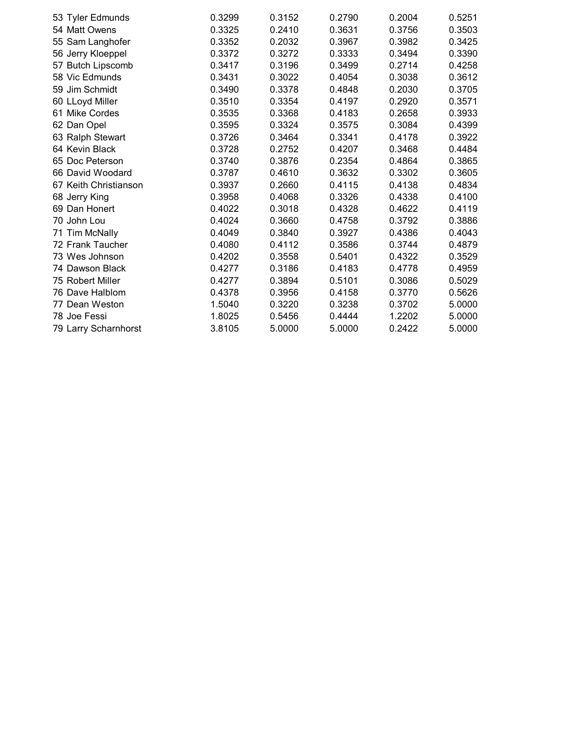| | | | | | |
|---|---|---|---|---|---|
| 53 Tyler Edmunds | 0.3299 | 0.3152 | 0.2790 | 0.2004 | 0.5251 |
| 54 Matt Owens | 0.3325 | 0.2410 | 0.3631 | 0.3756 | 0.3503 |
| 55 Sam Langhofer | 0.3352 | 0.2032 | 0.3967 | 0.3982 | 0.3425 |
| 56 Jerry Kloeppel | 0.3372 | 0.3272 | 0.3333 | 0.3494 | 0.3390 |
| 57 Butch Lipscomb | 0.3417 | 0.3196 | 0.3499 | 0.2714 | 0.4258 |
| 58 Vic Edmunds | 0.3431 | 0.3022 | 0.4054 | 0.3038 | 0.3612 |
| 59 Jim Schmidt | 0.3490 | 0.3378 | 0.4848 | 0.2030 | 0.3705 |
| 60 LLoyd Miller | 0.3510 | 0.3354 | 0.4197 | 0.2920 | 0.3571 |
| 61 Mike Cordes | 0.3535 | 0.3368 | 0.4183 | 0.2658 | 0.3933 |
| 62 Dan Opel | 0.3595 | 0.3324 | 0.3575 | 0.3084 | 0.4399 |
| 63 Ralph Stewart | 0.3726 | 0.3464 | 0.3341 | 0.4178 | 0.3922 |
| 64 Kevin Black | 0.3728 | 0.2752 | 0.4207 | 0.3468 | 0.4484 |
| 65 Doc Peterson | 0.3740 | 0.3876 | 0.2354 | 0.4864 | 0.3865 |
| 66 David Woodard | 0.3787 | 0.4610 | 0.3632 | 0.3302 | 0.3605 |
| 67 Keith Christianson | 0.3937 | 0.2660 | 0.4115 | 0.4138 | 0.4834 |
| 68 Jerry King | 0.3958 | 0.4068 | 0.3326 | 0.4338 | 0.4100 |
| 69 Dan Honert | 0.4022 | 0.3018 | 0.4328 | 0.4622 | 0.4119 |
| 70 John Lou | 0.4024 | 0.3660 | 0.4758 | 0.3792 | 0.3886 |
| 71 Tim McNally | 0.4049 | 0.3840 | 0.3927 | 0.4386 | 0.4043 |
| 72 Frank Taucher | 0.4080 | 0.4112 | 0.3586 | 0.3744 | 0.4879 |
| 73 Wes Johnson | 0.4202 | 0.3558 | 0.5401 | 0.4322 | 0.3529 |
| 74 Dawson Black | 0.4277 | 0.3186 | 0.4183 | 0.4778 | 0.4959 |
| 75 Robert Miller | 0.4277 | 0.3894 | 0.5101 | 0.3086 | 0.5029 |
| 76 Dave Halblom | 0.4378 | 0.3956 | 0.4158 | 0.3770 | 0.5626 |
| 77 Dean Weston | 1.5040 | 0.3220 | 0.3238 | 0.3702 | 5.0000 |
| 78 Joe Fessi | 1.8025 | 0.5456 | 0.4444 | 1.2202 | 5.0000 |
| 79 Larry Scharnhorst | 3.8105 | 5.0000 | 5.0000 | 0.2422 | 5.0000 |